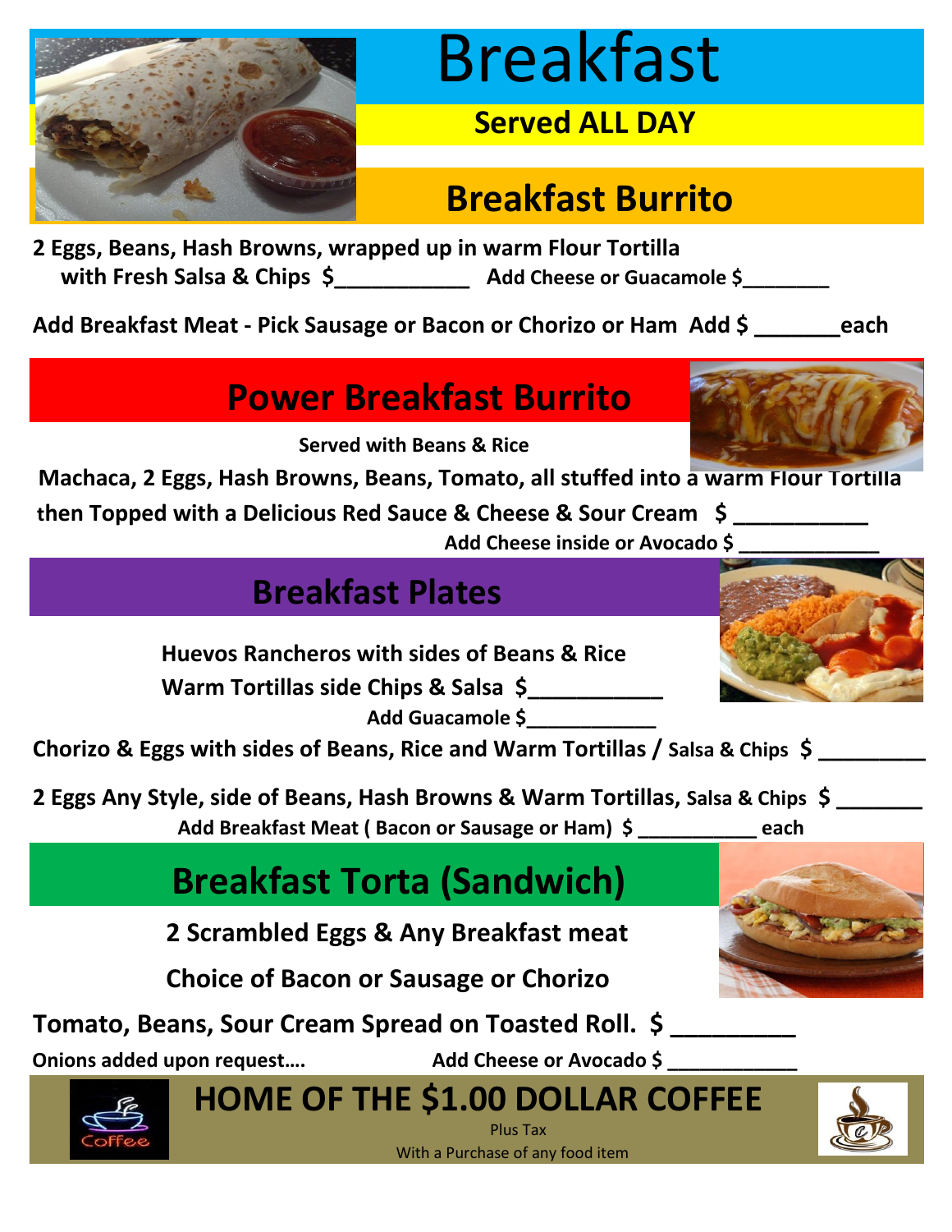# Breakfast

**Served ALL DAY**

## Breakfast Burrito

**2 Eggs, Beans, Hash Browns, wrapped up in warm Flour Tortilla with Fresh Salsa & Chips $___________ Add Cheese or Guacamole $_______**

**Add Breakfast Meat - Pick Sausage or Bacon or Chorizo or Ham Add $ _______each**

## Power Breakfast Burrito

**Served with Beans & Rice**

**Machaca, 2 Eggs, Hash Browns, Beans, Tomato, all stuffed into a warm Flour Tortilla then Topped with a Delicious Red Sauce & Cheese & Sour Cream $ ___________**

**Add Cheese inside or Avocado $ _____________**

## Breakfast Plates

**Huevos Rancheros with sides of Beans & Rice Warm Tortillas side Chips & Salsa $___________**

**Add Guacamole $___________**

**Chorizo & Eggs with sides of Beans, Rice and Warm Tortillas / Salsa & Chips $ _________**

**2 Eggs Any Style, side of Beans, Hash Browns & Warm Tortillas, Salsa & Chips $ _______**

**Add Breakfast Meat ( Bacon or Sausage or Ham) $ __________ each**

## Breakfast Torta (Sandwich)

**2 Scrambled Eggs & Any Breakfast meat**

**Choice of Bacon or Sausage or Chorizo**

**Tomato, Beans, Sour Cream Spread on Toasted Roll. $ _________**

**Onions added upon request….** **Add Cheese or Avocado $ ___________**

## HOME OF THE $1.00 DOLLAR COFFEE

Plus Tax

With a Purchase of any food item